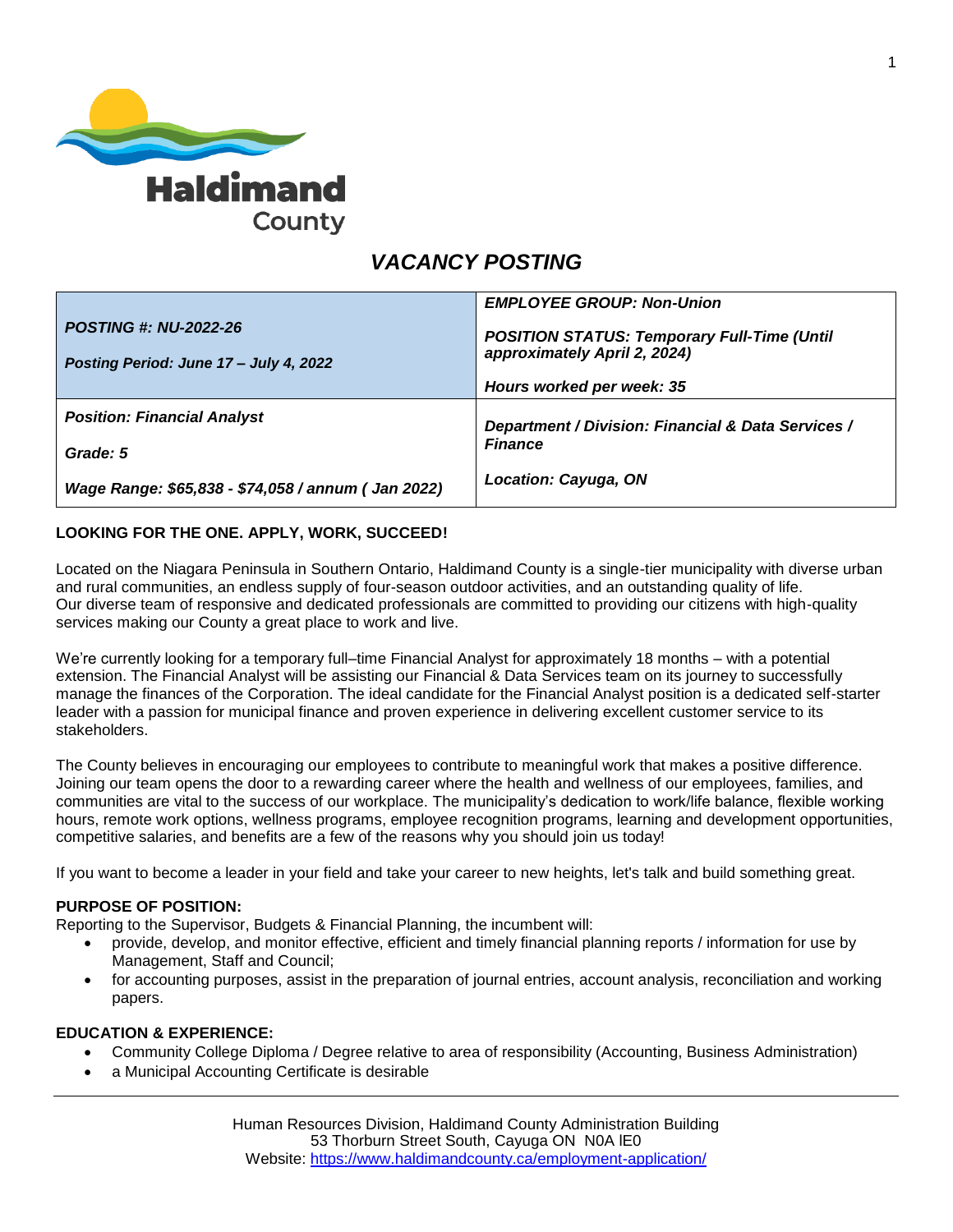Haldimand County

# VACANCY POSTING

| | |
|---|---|
| ***POSTING #: NU-2022-26***<br><br>***Posting Period: June 17 – July 4, 2022*** | ***EMPLOYEE GROUP: Non-Union***<br><br>***POSITION STATUS: Temporary Full-Time (Until approximately April 2, 2024)***<br><br>***Hours worked per week: 35*** |
| ***Position: Financial Analyst***<br><br>***Grade: 5***<br><br>***Wage Range: $65,838 - $74,058 / annum ( Jan 2022)*** | ***Department / Division: Financial & Data Services / Finance***<br><br>***Location: Cayuga, ON*** |

**LOOKING FOR THE ONE. APPLY, WORK, SUCCEED!**

Located on the Niagara Peninsula in Southern Ontario, Haldimand County is a single-tier municipality with diverse urban and rural communities, an endless supply of four-season outdoor activities, and an outstanding quality of life. Our diverse team of responsive and dedicated professionals are committed to providing our citizens with high-quality services making our County a great place to work and live.

We're currently looking for a temporary full–time Financial Analyst for approximately 18 months – with a potential extension. The Financial Analyst will be assisting our Financial & Data Services team on its journey to successfully manage the finances of the Corporation. The ideal candidate for the Financial Analyst position is a dedicated self-starter leader with a passion for municipal finance and proven experience in delivering excellent customer service to its stakeholders.

The County believes in encouraging our employees to contribute to meaningful work that makes a positive difference. Joining our team opens the door to a rewarding career where the health and wellness of our employees, families, and communities are vital to the success of our workplace. The municipality's dedication to work/life balance, flexible working hours, remote work options, wellness programs, employee recognition programs, learning and development opportunities, competitive salaries, and benefits are a few of the reasons why you should join us today!

If you want to become a leader in your field and take your career to new heights, let's talk and build something great.

**PURPOSE OF POSITION:**

Reporting to the Supervisor, Budgets & Financial Planning, the incumbent will:

- provide, develop, and monitor effective, efficient and timely financial planning reports / information for use by Management, Staff and Council;
- for accounting purposes, assist in the preparation of journal entries, account analysis, reconciliation and working papers.

**EDUCATION & EXPERIENCE:**

- Community College Diploma / Degree relative to area of responsibility (Accounting, Business Administration)
- a Municipal Accounting Certificate is desirable

Human Resources Division, Haldimand County Administration Building
53 Thorburn Street South, Cayuga ON N0A lE0
Website: https://www.haldimandcounty.ca/employment-application/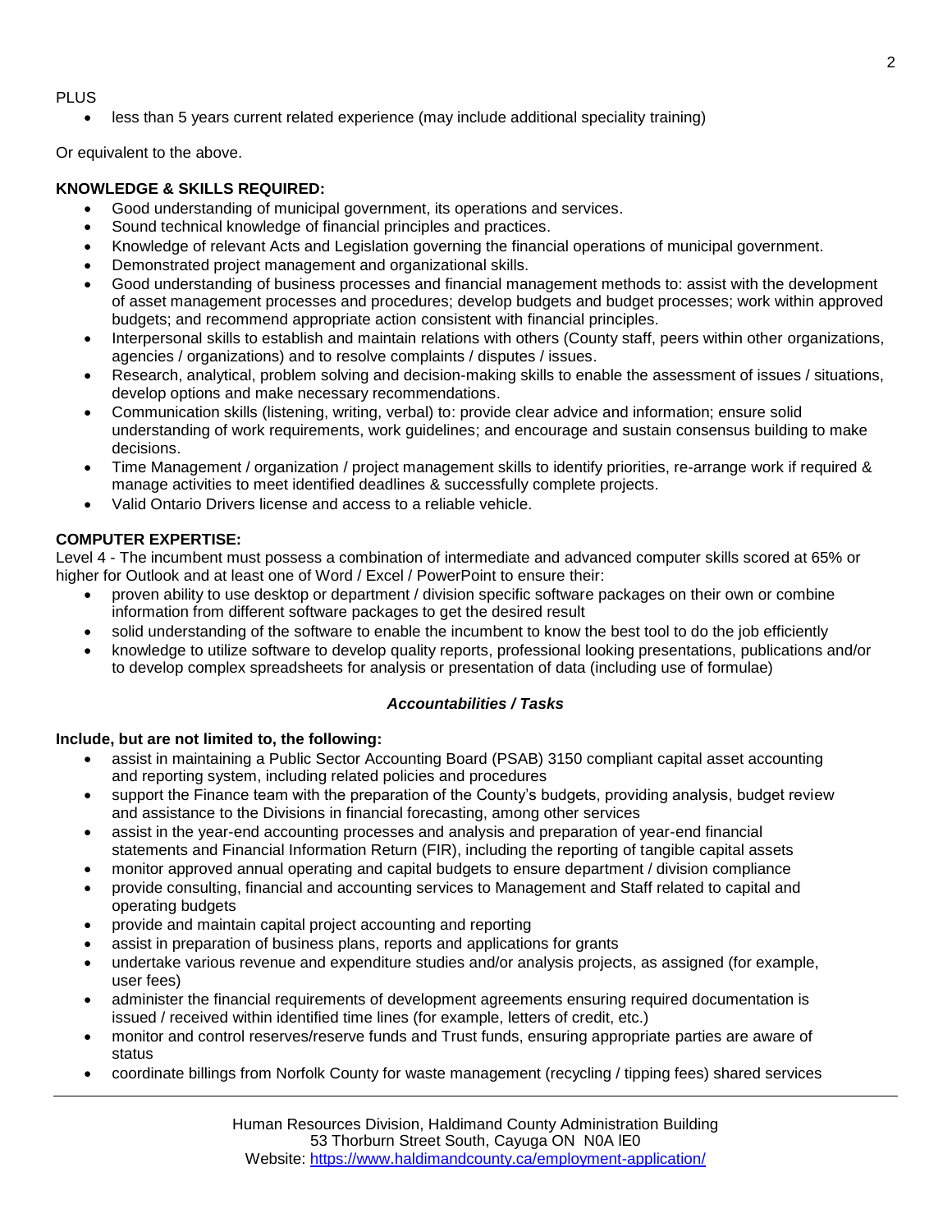PLUS

- less than 5 years current related experience (may include additional speciality training)

Or equivalent to the above.

**KNOWLEDGE & SKILLS REQUIRED:**

- Good understanding of municipal government, its operations and services.
- Sound technical knowledge of financial principles and practices.
- Knowledge of relevant Acts and Legislation governing the financial operations of municipal government.
- Demonstrated project management and organizational skills.
- Good understanding of business processes and financial management methods to: assist with the development of asset management processes and procedures; develop budgets and budget processes; work within approved budgets; and recommend appropriate action consistent with financial principles.
- Interpersonal skills to establish and maintain relations with others (County staff, peers within other organizations, agencies / organizations) and to resolve complaints / disputes / issues.
- Research, analytical, problem solving and decision-making skills to enable the assessment of issues / situations, develop options and make necessary recommendations.
- Communication skills (listening, writing, verbal) to: provide clear advice and information; ensure solid understanding of work requirements, work guidelines; and encourage and sustain consensus building to make decisions.
- Time Management / organization / project management skills to identify priorities, re-arrange work if required & manage activities to meet identified deadlines & successfully complete projects.
- Valid Ontario Drivers license and access to a reliable vehicle.

**COMPUTER EXPERTISE:**

Level 4 - The incumbent must possess a combination of intermediate and advanced computer skills scored at 65% or higher for Outlook and at least one of Word / Excel / PowerPoint to ensure their:

- proven ability to use desktop or department / division specific software packages on their own or combine information from different software packages to get the desired result
- solid understanding of the software to enable the incumbent to know the best tool to do the job efficiently
- knowledge to utilize software to develop quality reports, professional looking presentations, publications and/or to develop complex spreadsheets for analysis or presentation of data (including use of formulae)

## ***Accountabilities / Tasks***

**Include, but are not limited to, the following:**

- assist in maintaining a Public Sector Accounting Board (PSAB) 3150 compliant capital asset accounting and reporting system, including related policies and procedures
- support the Finance team with the preparation of the County's budgets, providing analysis, budget review and assistance to the Divisions in financial forecasting, among other services
- assist in the year-end accounting processes and analysis and preparation of year-end financial statements and Financial Information Return (FIR), including the reporting of tangible capital assets
- monitor approved annual operating and capital budgets to ensure department / division compliance
- provide consulting, financial and accounting services to Management and Staff related to capital and operating budgets
- provide and maintain capital project accounting and reporting
- assist in preparation of business plans, reports and applications for grants
- undertake various revenue and expenditure studies and/or analysis projects, as assigned (for example, user fees)
- administer the financial requirements of development agreements ensuring required documentation is issued / received within identified time lines (for example, letters of credit, etc.)
- monitor and control reserves/reserve funds and Trust funds, ensuring appropriate parties are aware of status
- coordinate billings from Norfolk County for waste management (recycling / tipping fees) shared services

Human Resources Division, Haldimand County Administration Building
53 Thorburn Street South, Cayuga ON N0A lE0
Website: https://www.haldimandcounty.ca/employment-application/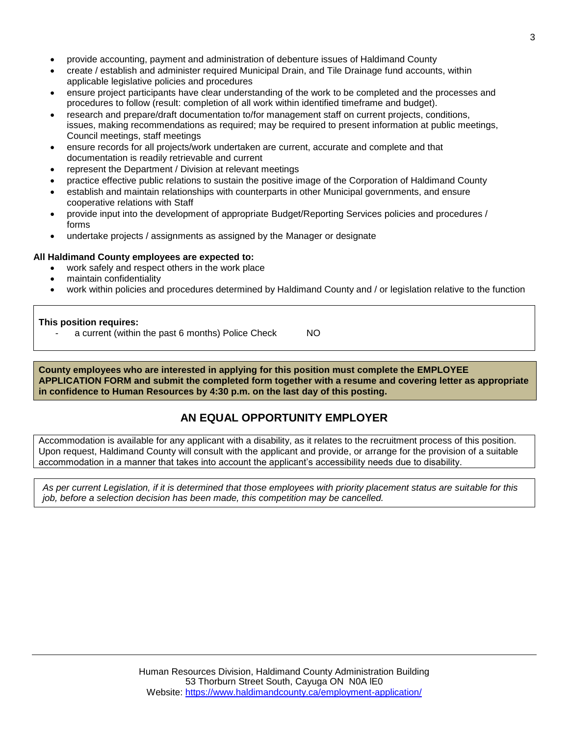- provide accounting, payment and administration of debenture issues of Haldimand County
- create / establish and administer required Municipal Drain, and Tile Drainage fund accounts, within applicable legislative policies and procedures
- ensure project participants have clear understanding of the work to be completed and the processes and procedures to follow (result: completion of all work within identified timeframe and budget).
- research and prepare/draft documentation to/for management staff on current projects, conditions, issues, making recommendations as required; may be required to present information at public meetings, Council meetings, staff meetings
- ensure records for all projects/work undertaken are current, accurate and complete and that documentation is readily retrievable and current
- represent the Department / Division at relevant meetings
- practice effective public relations to sustain the positive image of the Corporation of Haldimand County
- establish and maintain relationships with counterparts in other Municipal governments, and ensure cooperative relations with Staff
- provide input into the development of appropriate Budget/Reporting Services policies and procedures / forms
- undertake projects / assignments as assigned by the Manager or designate

**All Haldimand County employees are expected to:**

- work safely and respect others in the work place
- maintain confidentiality
- work within policies and procedures determined by Haldimand County and / or legislation relative to the function

**This position requires:**

- a current (within the past 6 months) Police Check NO

**County employees who are interested in applying for this position must complete the EMPLOYEE APPLICATION FORM and submit the completed form together with a resume and covering letter as appropriate in confidence to Human Resources by 4:30 p.m. on the last day of this posting.**

## AN EQUAL OPPORTUNITY EMPLOYER

Accommodation is available for any applicant with a disability, as it relates to the recruitment process of this position. Upon request, Haldimand County will consult with the applicant and provide, or arrange for the provision of a suitable accommodation in a manner that takes into account the applicant's accessibility needs due to disability.

*As per current Legislation, if it is determined that those employees with priority placement status are suitable for this job, before a selection decision has been made, this competition may be cancelled.*

Human Resources Division, Haldimand County Administration Building
53 Thorburn Street South, Cayuga ON N0A lE0
Website: https://www.haldimandcounty.ca/employment-application/